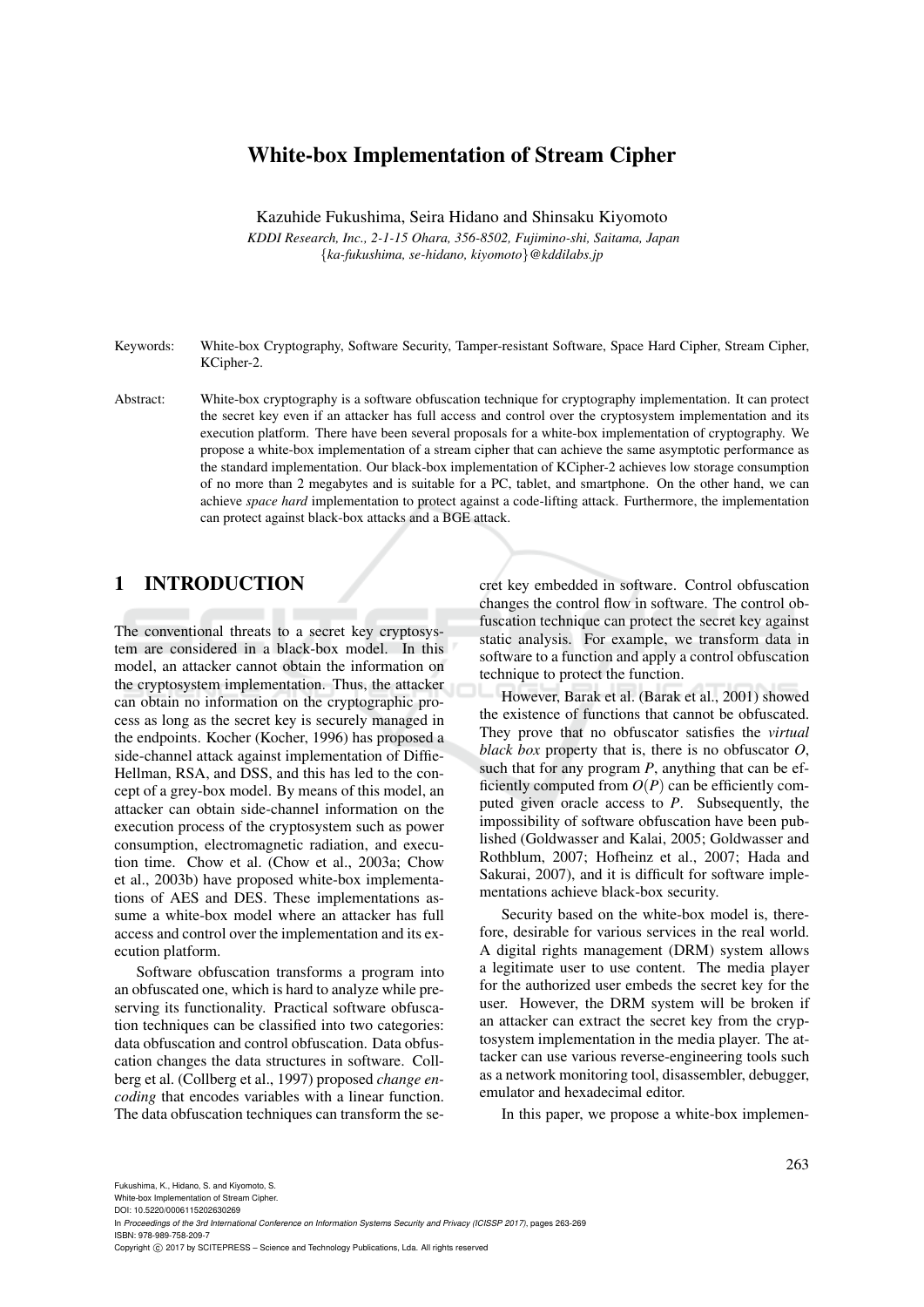# White-box Implementation of Stream Cipher

Kazuhide Fukushima, Seira Hidano and Shinsaku Kiyomoto

*KDDI Research, Inc., 2-1-15 Ohara, 356-8502, Fujimino-shi, Saitama, Japan*
*{ka-fukushima, se-hidano, kiyomoto}@kddilabs.jp*

Keywords: White-box Cryptography, Software Security, Tamper-resistant Software, Space Hard Cipher, Stream Cipher, KCipher-2.

Abstract: White-box cryptography is a software obfuscation technique for cryptography implementation. It can protect the secret key even if an attacker has full access and control over the cryptosystem implementation and its execution platform. There have been several proposals for a white-box implementation of cryptography. We propose a white-box implementation of a stream cipher that can achieve the same asymptotic performance as the standard implementation. Our black-box implementation of KCipher-2 achieves low storage consumption of no more than 2 megabytes and is suitable for a PC, tablet, and smartphone. On the other hand, we can achieve *space hard* implementation to protect against a code-lifting attack. Furthermore, the implementation can protect against black-box attacks and a BGE attack.

## 1 INTRODUCTION

The conventional threats to a secret key cryptosystem are considered in a black-box model. In this model, an attacker cannot obtain the information on the cryptosystem implementation. Thus, the attacker can obtain no information on the cryptographic process as long as the secret key is securely managed in the endpoints. Kocher (Kocher, 1996) has proposed a side-channel attack against implementation of Diffie-Hellman, RSA, and DSS, and this has led to the concept of a grey-box model. By means of this model, an attacker can obtain side-channel information on the execution process of the cryptosystem such as power consumption, electromagnetic radiation, and execution time. Chow et al. (Chow et al., 2003a; Chow et al., 2003b) have proposed white-box implementations of AES and DES. These implementations assume a white-box model where an attacker has full access and control over the implementation and its execution platform.

Software obfuscation transforms a program into an obfuscated one, which is hard to analyze while preserving its functionality. Practical software obfuscation techniques can be classified into two categories: data obfuscation and control obfuscation. Data obfuscation changes the data structures in software. Collberg et al. (Collberg et al., 1997) proposed *change encoding* that encodes variables with a linear function. The data obfuscation techniques can transform the secret key embedded in software. Control obfuscation changes the control flow in software. The control obfuscation technique can protect the secret key against static analysis. For example, we transform data in software to a function and apply a control obfuscation technique to protect the function.

However, Barak et al. (Barak et al., 2001) showed the existence of functions that cannot be obfuscated. They prove that no obfuscator satisfies the *virtual black box* property that is, there is no obfuscator $O$, such that for any program $P$, anything that can be efficiently computed from $O(P)$ can be efficiently computed given oracle access to $P$. Subsequently, the impossibility of software obfuscation have been published (Goldwasser and Kalai, 2005; Goldwasser and Rothblum, 2007; Hofheinz et al., 2007; Hada and Sakurai, 2007), and it is difficult for software implementations achieve black-box security.

Security based on the white-box model is, therefore, desirable for various services in the real world. A digital rights management (DRM) system allows a legitimate user to use content. The media player for the authorized user embeds the secret key for the user. However, the DRM system will be broken if an attacker can extract the secret key from the cryptosystem implementation in the media player. The attacker can use various reverse-engineering tools such as a network monitoring tool, disassembler, debugger, emulator and hexadecimal editor.

In this paper, we propose a white-box implemen-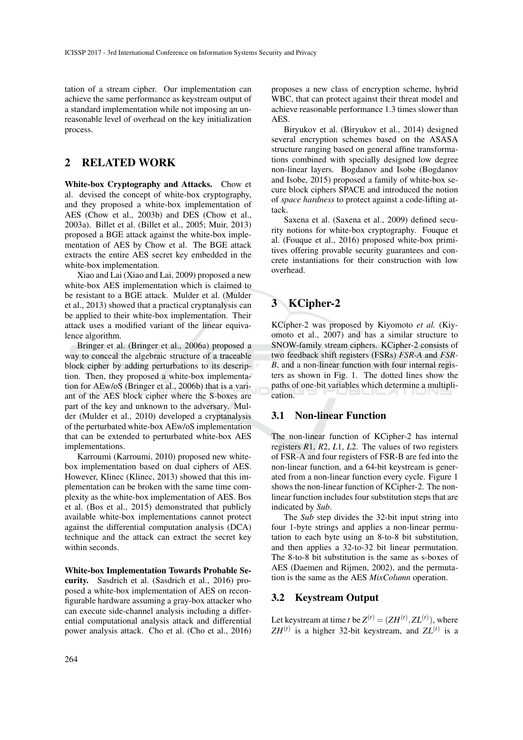tation of a stream cipher. Our implementation can achieve the same performance as keystream output of a standard implementation while not imposing an unreasonable level of overhead on the key initialization process.

## 2 RELATED WORK

**White-box Cryptography and Attacks.** Chow et al. devised the concept of white-box cryptography, and they proposed a white-box implementation of AES (Chow et al., 2003b) and DES (Chow et al., 2003a). Billet et al. (Billet et al., 2005; Muir, 2013) proposed a BGE attack against the white-box implementation of AES by Chow et al. The BGE attack extracts the entire AES secret key embedded in the white-box implementation.

Xiao and Lai (Xiao and Lai, 2009) proposed a new white-box AES implementation which is claimed to be resistant to a BGE attack. Mulder et al. (Mulder et al., 2013) showed that a practical cryptanalysis can be applied to their white-box implementation. Their attack uses a modified variant of the linear equivalence algorithm.

Bringer et al. (Bringer et al., 2006a) proposed a way to conceal the algebraic structure of a traceable block cipher by adding perturbations to its description. Then, they proposed a white-box implementation for AEw/oS (Bringer et al., 2006b) that is a variant of the AES block cipher where the S-boxes are part of the key and unknown to the adversary. Mulder (Mulder et al., 2010) developed a cryptanalysis of the perturbated white-box AEw/oS implementation that can be extended to perturbated white-box AES implementations.

Karroumi (Karroumi, 2010) proposed new white-box implementation based on dual ciphers of AES. However, Klinec (Klinec, 2013) showed that this implementation can be broken with the same time complexity as the white-box implementation of AES. Bos et al. (Bos et al., 2015) demonstrated that publicly available white-box implementations cannot protect against the differential computation analysis (DCA) technique and the attack can extract the secret key within seconds.

**White-box Implementation Towards Probable Security.** Sasdrich et al. (Sasdrich et al., 2016) proposed a white-box implementation of AES on reconfigurable hardware assuming a gray-box attacker who can execute side-channel analysis including a differential computational analysis attack and differential power analysis attack. Cho et al. (Cho et al., 2016) proposes a new class of encryption scheme, hybrid WBC, that can protect against their threat model and achieve reasonable performance 1.3 times slower than AES.

Biryukov et al. (Biryukov et al., 2014) designed several encryption schemes based on the ASASA structure ranging based on general affine transformations combined with specially designed low degree non-linear layers. Bogdanov and Isobe (Bogdanov and Isobe, 2015) proposed a family of white-box secure block ciphers SPACE and introduced the notion of *space hardness* to protect against a code-lifting attack.

Saxena et al. (Saxena et al., 2009) defined security notions for white-box cryptography. Fouque et al. (Fouque et al., 2016) proposed white-box primitives offering provable security guarantees and concrete instantiations for their construction with low overhead.

## 3 KCipher-2

KCipher-2 was proposed by Kiyomoto *et al.* (Kiyomoto et al., 2007) and has a similar structure to SNOW-family stream ciphers. KCipher-2 consists of two feedback shift registers (FSRs) *FSR-A* and *FSR-B*, and a non-linear function with four internal registers as shown in Fig. 1. The dotted lines show the paths of one-bit variables which determine a multiplication.

### 3.1 Non-linear Function

The non-linear function of KCipher-2 has internal registers *R*1, *R*2, *L*1, *L*2. The values of two registers of FSR-A and four registers of FSR-B are fed into the non-linear function, and a 64-bit keystream is generated from a non-linear function every cycle. Figure 1 shows the non-linear function of KCipher-2. The non-linear function includes four substitution steps that are indicated by *Sub*.

The *Sub* step divides the 32-bit input string into four 1-byte strings and applies a non-linear permutation to each byte using an 8-to-8 bit substitution, and then applies a 32-to-32 bit linear permutation. The 8-to-8 bit substitution is the same as s-boxes of AES (Daemen and Rijmen, 2002), and the permutation is the same as the AES *MixColumn* operation.

### 3.2 Keystream Output

Let keystream at time $t$ be $Z^{(t)} = (ZH^{(t)}, ZL^{(t)})$, where $ZH^{(t)}$ is a higher 32-bit keystream, and $ZL^{(t)}$ is a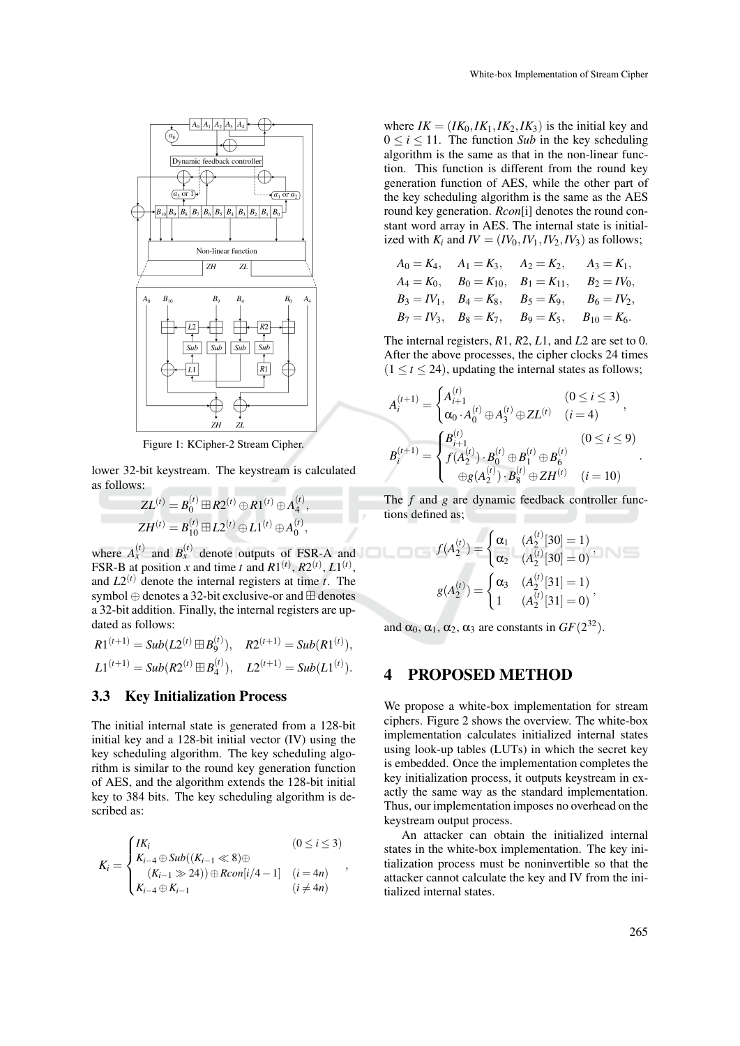Figure 1: KCipher-2 Stream Cipher.

lower 32-bit keystream. The keystream is calculated as follows:

$$ZL^{(t)} = B_0^{(t)} \boxplus R2^{(t)} \oplus R1^{(t)} \oplus A_4^{(t)},$$
$$ZH^{(t)} = B_{10}^{(t)} \boxplus L2^{(t)} \oplus L1^{(t)} \oplus A_0^{(t)},$$

where $A_x^{(t)}$ and $B_x^{(t)}$ denote outputs of FSR-A and FSR-B at position $x$ and time $t$ and $R1^{(t)}$, $R2^{(t)}$, $L1^{(t)}$, and $L2^{(t)}$ denote the internal registers at time $t$. The symbol $\oplus$ denotes a 32-bit exclusive-or and $\boxplus$ denotes a 32-bit addition. Finally, the internal registers are updated as follows:

$$R1^{(t+1)} = Sub(L2^{(t)} \boxplus B_9^{(t)}), \quad R2^{(t+1)} = Sub(R1^{(t)}),$$
$$L1^{(t+1)} = Sub(R2^{(t)} \boxplus B_4^{(t)}), \quad L2^{(t+1)} = Sub(L1^{(t)}).$$

### 3.3 Key Initialization Process

The initial internal state is generated from a 128-bit initial key and a 128-bit initial vector (IV) using the key scheduling algorithm. The key scheduling algorithm is similar to the round key generation function of AES, and the algorithm extends the 128-bit initial key to 384 bits. The key scheduling algorithm is described as:

$$K_i = \begin{cases} IK_i & (0 \le i \le 3) \\ K_{i-4} \oplus Sub((K_{i-1} \ll 8) \oplus \\ \quad (K_{i-1} \gg 24)) \oplus Rcon[i/4-1] & (i = 4n) \\ K_{i-4} \oplus K_{i-1} & (i \ne 4n) \end{cases},$$

where $IK = (IK_0, IK_1, IK_2, IK_3)$ is the initial key and $0 \le i \le 11$. The function *Sub* in the key scheduling algorithm is the same as that in the non-linear function. This function is different from the round key generation function of AES, while the other part of the key scheduling algorithm is the same as the AES round key generation. *Rcon*[i] denotes the round constant word array in AES. The internal state is initialized with $K_i$ and $IV = (IV_0, IV_1, IV_2, IV_3)$ as follows;

$$\begin{aligned} &A_0 = K_4, \quad A_1 = K_3, \quad A_2 = K_2, \quad A_3 = K_1, \\ &A_4 = K_0, \quad B_0 = K_{10}, \quad B_1 = K_{11}, \quad B_2 = IV_0, \\ &B_3 = IV_1, \quad B_4 = K_8, \quad B_5 = K_9, \quad B_6 = IV_2, \\ &B_7 = IV_3, \quad B_8 = K_7, \quad B_9 = K_5, \quad B_{10} = K_6. \end{aligned}$$

The internal registers, $R1$, $R2$, $L1$, and $L2$ are set to 0. After the above processes, the cipher clocks 24 times $(1 \le t \le 24)$, updating the internal states as follows;

$$A_i^{(t+1)} = \begin{cases} A_{i+1}^{(t)} & (0 \le i \le 3) \\ \alpha_0 \cdot A_0^{(t)} \oplus A_3^{(t)} \oplus ZL^{(t)} & (i = 4) \end{cases},$$

$$B_i^{(t+1)} = \begin{cases} B_{i+1}^{(t)} & (0 \le i \le 9) \\ f(A_2^{(t)}) \cdot B_0^{(t)} \oplus B_1^{(t)} \oplus B_6^{(t)} & \\ \quad \oplus g(A_2^{(t)}) \cdot B_8^{(t)} \oplus ZH^{(t)} & (i = 10) \end{cases}.$$

The $f$ and $g$ are dynamic feedback controller functions defined as;

$$f(A_2^{(t)}) = \begin{cases} \alpha_1 & (A_2^{(t)}[30] = 1) \\ \alpha_2 & (A_2^{(t)}[30] = 0) \end{cases},$$

$$g(A_2^{(t)}) = \begin{cases} \alpha_3 & (A_2^{(t)}[31] = 1) \\ 1 & (A_2^{(t)}[31] = 0) \end{cases},$$

and $\alpha_0$, $\alpha_1$, $\alpha_2$, $\alpha_3$ are constants in $GF(2^{32})$.

## 4 PROPOSED METHOD

We propose a white-box implementation for stream ciphers. Figure 2 shows the overview. The white-box implementation calculates initialized internal states using look-up tables (LUTs) in which the secret key is embedded. Once the implementation completes the key initialization process, it outputs keystream in exactly the same way as the standard implementation. Thus, our implementation imposes no overhead on the keystream output process.

An attacker can obtain the initialized internal states in the white-box implementation. The key initialization process must be noninvertible so that the attacker cannot calculate the key and IV from the initialized internal states.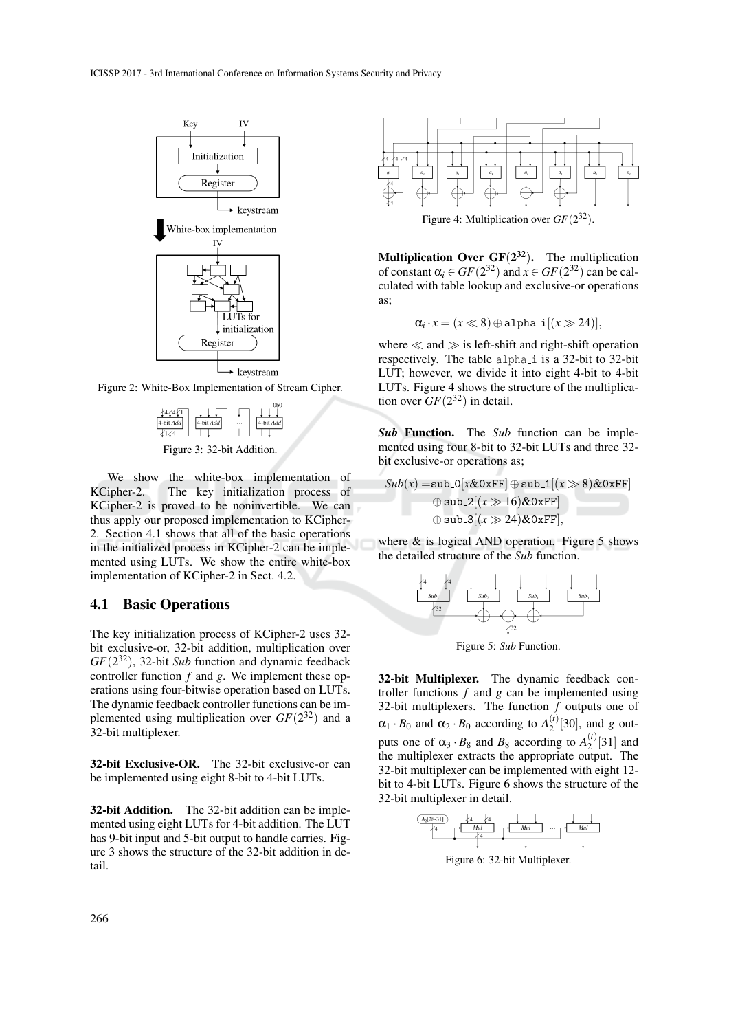Figure 2: White-Box Implementation of Stream Cipher.

Figure 3: 32-bit Addition.

We show the white-box implementation of KCipher-2. The key initialization process of KCipher-2 is proved to be noninvertible. We can thus apply our proposed implementation to KCipher-2. Section 4.1 shows that all of the basic operations in the initialized process in KCipher-2 can be implemented using LUTs. We show the entire white-box implementation of KCipher-2 in Sect. 4.2.

## 4.1 Basic Operations

The key initialization process of KCipher-2 uses 32-bit exclusive-or, 32-bit addition, multiplication over $GF(2^{32})$, 32-bit *Sub* function and dynamic feedback controller function $f$ and $g$. We implement these operations using four-bitwise operation based on LUTs. The dynamic feedback controller functions can be implemented using multiplication over $GF(2^{32})$ and a 32-bit multiplexer.

**32-bit Exclusive-OR.** The 32-bit exclusive-or can be implemented using eight 8-bit to 4-bit LUTs.

**32-bit Addition.** The 32-bit addition can be implemented using eight LUTs for 4-bit addition. The LUT has 9-bit input and 5-bit output to handle carries. Figure 3 shows the structure of the 32-bit addition in detail.

Figure 4: Multiplication over $GF(2^{32})$.

**Multiplication Over $\mathbf{GF(2^{32})}$.** The multiplication of constant $\alpha_i \in GF(2^{32})$ and $x \in GF(2^{32})$ can be calculated with table lookup and exclusive-or operations as;

$$\alpha_i \cdot x = (x \ll 8) \oplus \texttt{alpha\_i}[(x \gg 24)],$$

where $\ll$ and $\gg$ is left-shift and right-shift operation respectively. The table alpha_i is a 32-bit to 32-bit LUT; however, we divide it into eight 4-bit to 4-bit LUTs. Figure 4 shows the structure of the multiplication over $GF(2^{32})$ in detail.

***Sub* Function.** The *Sub* function can be implemented using four 8-bit to 32-bit LUTs and three 32-bit exclusive-or operations as;

$$\begin{aligned} Sub(x) = &\texttt{sub\_0}[x\&\texttt{0xFF}] \oplus \texttt{sub\_1}[(x \gg 8)\&\texttt{0xFF}] \\ &\oplus \texttt{sub\_2}[(x \gg 16)\&\texttt{0xFF}] \\ &\oplus \texttt{sub\_3}[(x \gg 24)\&\texttt{0xFF}], \end{aligned}$$

where & is logical AND operation. Figure 5 shows the detailed structure of the *Sub* function.

Figure 5: *Sub* Function.

**32-bit Multiplexer.** The dynamic feedback controller functions $f$ and $g$ can be implemented using 32-bit multiplexers. The function $f$ outputs one of $\alpha_1 \cdot B_0$ and $\alpha_2 \cdot B_0$ according to $A_2^{(t)}[30]$, and $g$ outputs one of $\alpha_3 \cdot B_8$ and $B_8$ according to $A_2^{(t)}[31]$ and the multiplexer extracts the appropriate output. The 32-bit multiplexer can be implemented with eight 12-bit to 4-bit LUTs. Figure 6 shows the structure of the 32-bit multiplexer in detail.

Figure 6: 32-bit Multiplexer.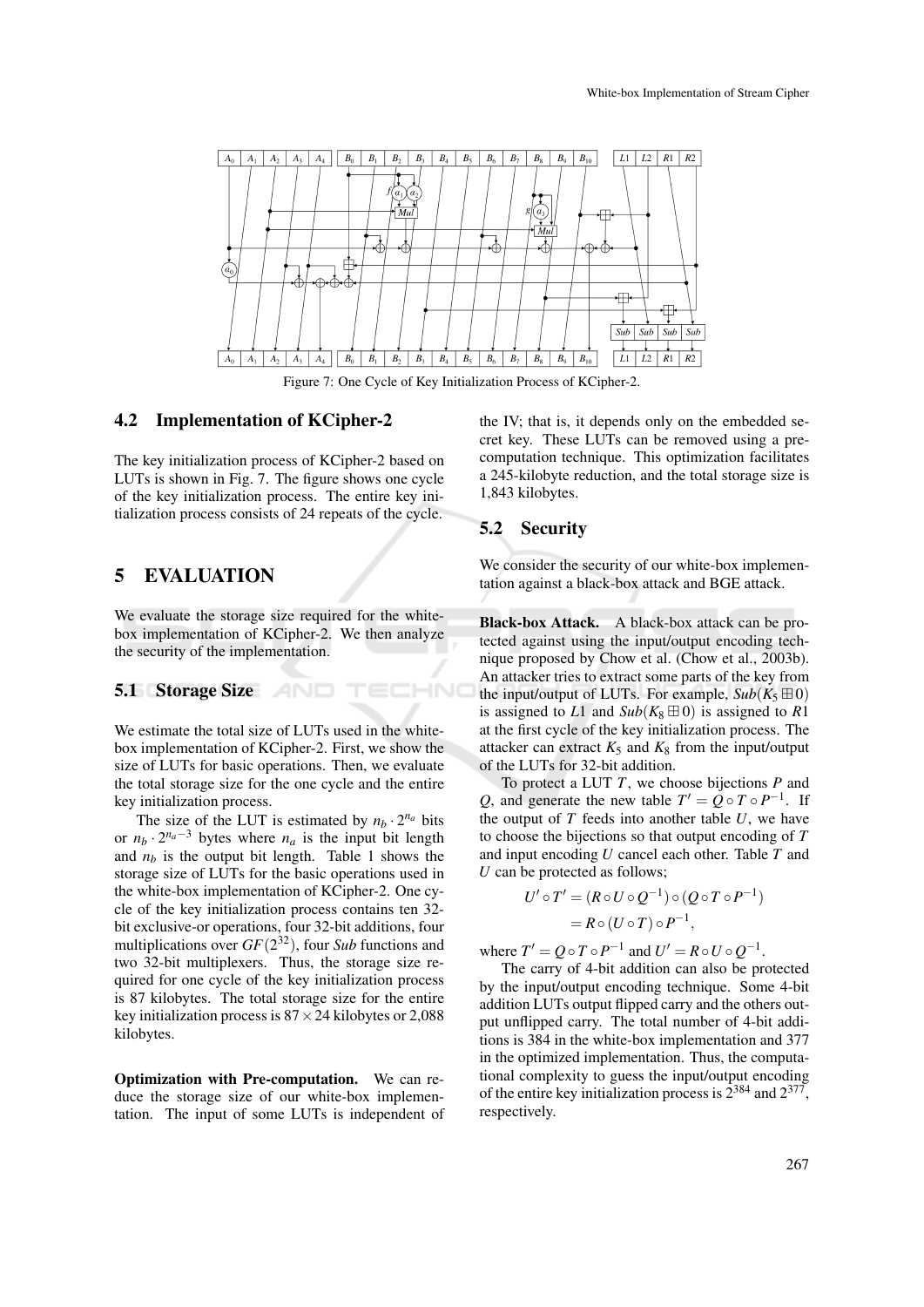Figure 7: One Cycle of Key Initialization Process of KCipher-2.

## 4.2 Implementation of KCipher-2

The key initialization process of KCipher-2 based on LUTs is shown in Fig. 7. The figure shows one cycle of the key initialization process. The entire key initialization process consists of 24 repeats of the cycle.

# 5 EVALUATION

We evaluate the storage size required for the white-box implementation of KCipher-2. We then analyze the security of the implementation.

## 5.1 Storage Size

We estimate the total size of LUTs used in the white-box implementation of KCipher-2. First, we show the size of LUTs for basic operations. Then, we evaluate the total storage size for the one cycle and the entire key initialization process.

The size of the LUT is estimated by $n_b \cdot 2^{n_a}$ bits or $n_b \cdot 2^{n_a - 3}$ bytes where $n_a$ is the input bit length and $n_b$ is the output bit length. Table 1 shows the storage size of LUTs for the basic operations used in the white-box implementation of KCipher-2. One cycle of the key initialization process contains ten 32-bit exclusive-or operations, four 32-bit additions, four multiplications over $GF(2^{32})$, four *Sub* functions and two 32-bit multiplexers. Thus, the storage size required for one cycle of the key initialization process is 87 kilobytes. The total storage size for the entire key initialization process is $87 \times 24$ kilobytes or 2,088 kilobytes.

**Optimization with Pre-computation.** We can reduce the storage size of our white-box implementation. The input of some LUTs is independent of the IV; that is, it depends only on the embedded secret key. These LUTs can be removed using a pre-computation technique. This optimization facilitates a 245-kilobyte reduction, and the total storage size is 1,843 kilobytes.

## 5.2 Security

We consider the security of our white-box implementation against a black-box attack and BGE attack.

**Black-box Attack.** A black-box attack can be protected against using the input/output encoding technique proposed by Chow et al. (Chow et al., 2003b). An attacker tries to extract some parts of the key from the input/output of LUTs. For example, $Sub(K_5 \boxplus 0)$ is assigned to $L1$ and $Sub(K_8 \boxplus 0)$ is assigned to $R1$ at the first cycle of the key initialization process. The attacker can extract $K_5$ and $K_8$ from the input/output of the LUTs for 32-bit addition.

To protect a LUT $T$, we choose bijections $P$ and $Q$, and generate the new table $T' = Q \circ T \circ P^{-1}$. If the output of $T$ feeds into another table $U$, we have to choose the bijections so that output encoding of $T$ and input encoding $U$ cancel each other. Table $T$ and $U$ can be protected as follows;

$$
\begin{aligned}
U' \circ T' &= (R \circ U \circ Q^{-1}) \circ (Q \circ T \circ P^{-1}) \\
&= R \circ (U \circ T) \circ P^{-1},
\end{aligned}
$$

where $T' = Q \circ T \circ P^{-1}$ and $U' = R \circ U \circ Q^{-1}$.

The carry of 4-bit addition can also be protected by the input/output encoding technique. Some 4-bit addition LUTs output flipped carry and the others output unflipped carry. The total number of 4-bit additions is 384 in the white-box implementation and 377 in the optimized implementation. Thus, the computational complexity to guess the input/output encoding of the entire key initialization process is $2^{384}$ and $2^{377}$, respectively.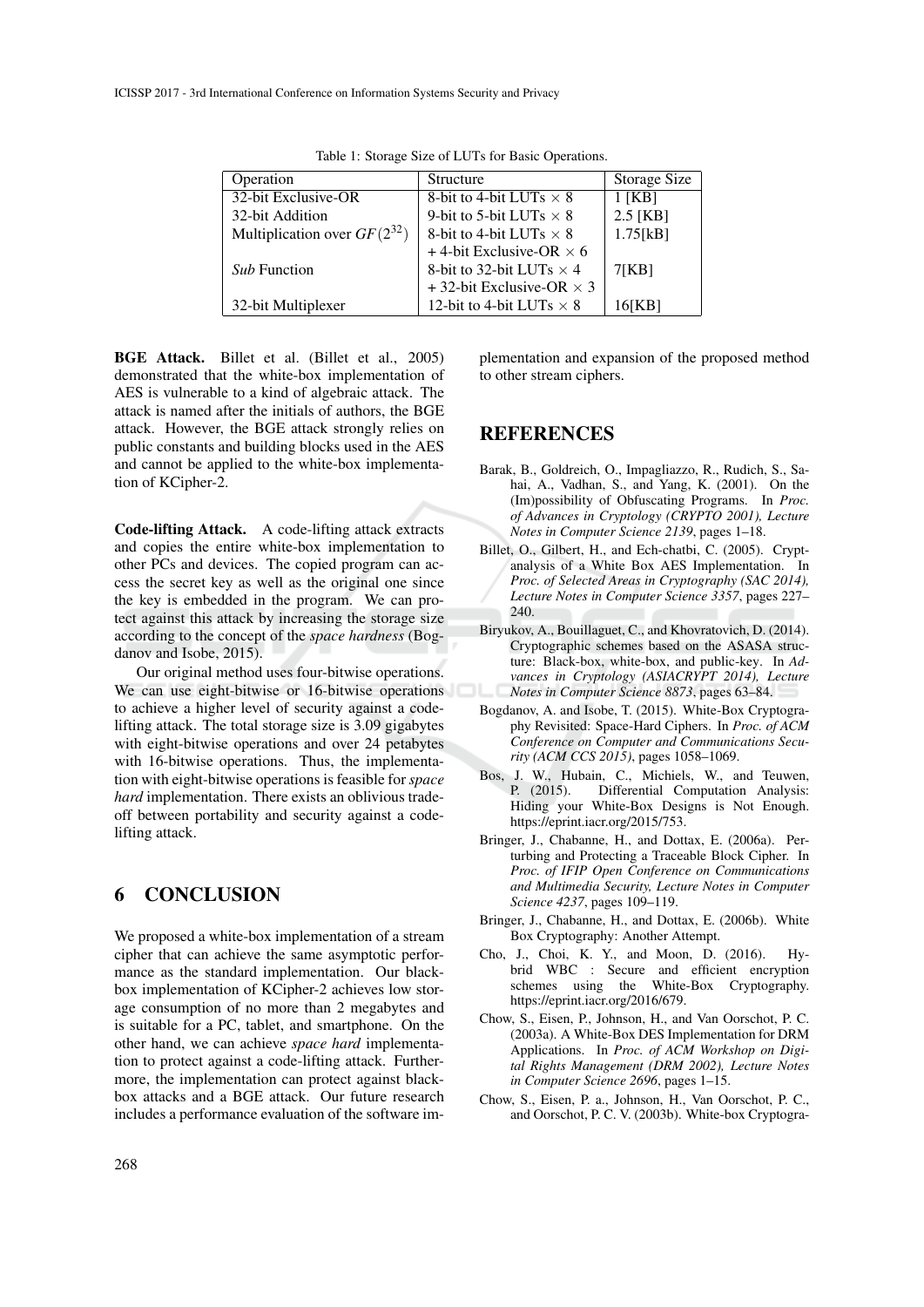Table 1: Storage Size of LUTs for Basic Operations.

| Operation | Structure | Storage Size |
|---|---|---|
| 32-bit Exclusive-OR | 8-bit to 4-bit LUTs $\times$ 8 | 1 [KB] |
| 32-bit Addition | 9-bit to 5-bit LUTs $\times$ 8 | 2.5 [KB] |
| Multiplication over $GF(2^{32})$ | 8-bit to 4-bit LUTs $\times$ 8 + 4-bit Exclusive-OR $\times$ 6 | 1.75[kB] |
| *Sub* Function | 8-bit to 32-bit LUTs $\times$ 4 + 32-bit Exclusive-OR $\times$ 3 | 7[KB] |
| 32-bit Multiplexer | 12-bit to 4-bit LUTs $\times$ 8 | 16[KB] |

**BGE Attack.** Billet et al. (Billet et al., 2005) demonstrated that the white-box implementation of AES is vulnerable to a kind of algebraic attack. The attack is named after the initials of authors, the BGE attack. However, the BGE attack strongly relies on public constants and building blocks used in the AES and cannot be applied to the white-box implementation of KCipher-2.

**Code-lifting Attack.** A code-lifting attack extracts and copies the entire white-box implementation to other PCs and devices. The copied program can access the secret key as well as the original one since the key is embedded in the program. We can protect against this attack by increasing the storage size according to the concept of the *space hardness* (Bogdanov and Isobe, 2015).

Our original method uses four-bitwise operations. We can use eight-bitwise or 16-bitwise operations to achieve a higher level of security against a code-lifting attack. The total storage size is 3.09 gigabytes with eight-bitwise operations and over 24 petabytes with 16-bitwise operations. Thus, the implementation with eight-bitwise operations is feasible for *space hard* implementation. There exists an oblivious tradeoff between portability and security against a code-lifting attack.

# 6 CONCLUSION

We proposed a white-box implementation of a stream cipher that can achieve the same asymptotic performance as the standard implementation. Our black-box implementation of KCipher-2 achieves low storage consumption of no more than 2 megabytes and is suitable for a PC, tablet, and smartphone. On the other hand, we can achieve *space hard* implementation to protect against a code-lifting attack. Furthermore, the implementation can protect against black-box attacks and a BGE attack. Our future research includes a performance evaluation of the software implementation and expansion of the proposed method to other stream ciphers.

# REFERENCES

Barak, B., Goldreich, O., Impagliazzo, R., Rudich, S., Sahai, A., Vadhan, S., and Yang, K. (2001). On the (Im)possibility of Obfuscating Programs. In *Proc. of Advances in Cryptology (CRYPTO 2001), Lecture Notes in Computer Science 2139*, pages 1–18.

Billet, O., Gilbert, H., and Ech-chatbi, C. (2005). Cryptanalysis of a White Box AES Implementation. In *Proc. of Selected Areas in Cryptography (SAC 2014), Lecture Notes in Computer Science 3357*, pages 227–240.

Biryukov, A., Bouillaguet, C., and Khovratovich, D. (2014). Cryptographic schemes based on the ASASA structure: Black-box, white-box, and public-key. In *Advances in Cryptology (ASIACRYPT 2014), Lecture Notes in Computer Science 8873*, pages 63–84.

Bogdanov, A. and Isobe, T. (2015). White-Box Cryptography Revisited: Space-Hard Ciphers. In *Proc. of ACM Conference on Computer and Communications Security (ACM CCS 2015)*, pages 1058–1069.

Bos, J. W., Hubain, C., Michiels, W., and Teuwen, P. (2015). Differential Computation Analysis: Hiding your White-Box Designs is Not Enough. https://eprint.iacr.org/2015/753.

Bringer, J., Chabanne, H., and Dottax, E. (2006a). Perturbing and Protecting a Traceable Block Cipher. In *Proc. of IFIP Open Conference on Communications and Multimedia Security, Lecture Notes in Computer Science 4237*, pages 109–119.

Bringer, J., Chabanne, H., and Dottax, E. (2006b). White Box Cryptography: Another Attempt.

Cho, J., Choi, K. Y., and Moon, D. (2016). Hybrid WBC : Secure and efficient encryption schemes using the White-Box Cryptography. https://eprint.iacr.org/2016/679.

Chow, S., Eisen, P., Johnson, H., and Van Oorschot, P. C. (2003a). A White-Box DES Implementation for DRM Applications. In *Proc. of ACM Workshop on Digital Rights Management (DRM 2002), Lecture Notes in Computer Science 2696*, pages 1–15.

Chow, S., Eisen, P. a., Johnson, H., Van Oorschot, P. C., and Oorschot, P. C. V. (2003b). White-box Cryptogra-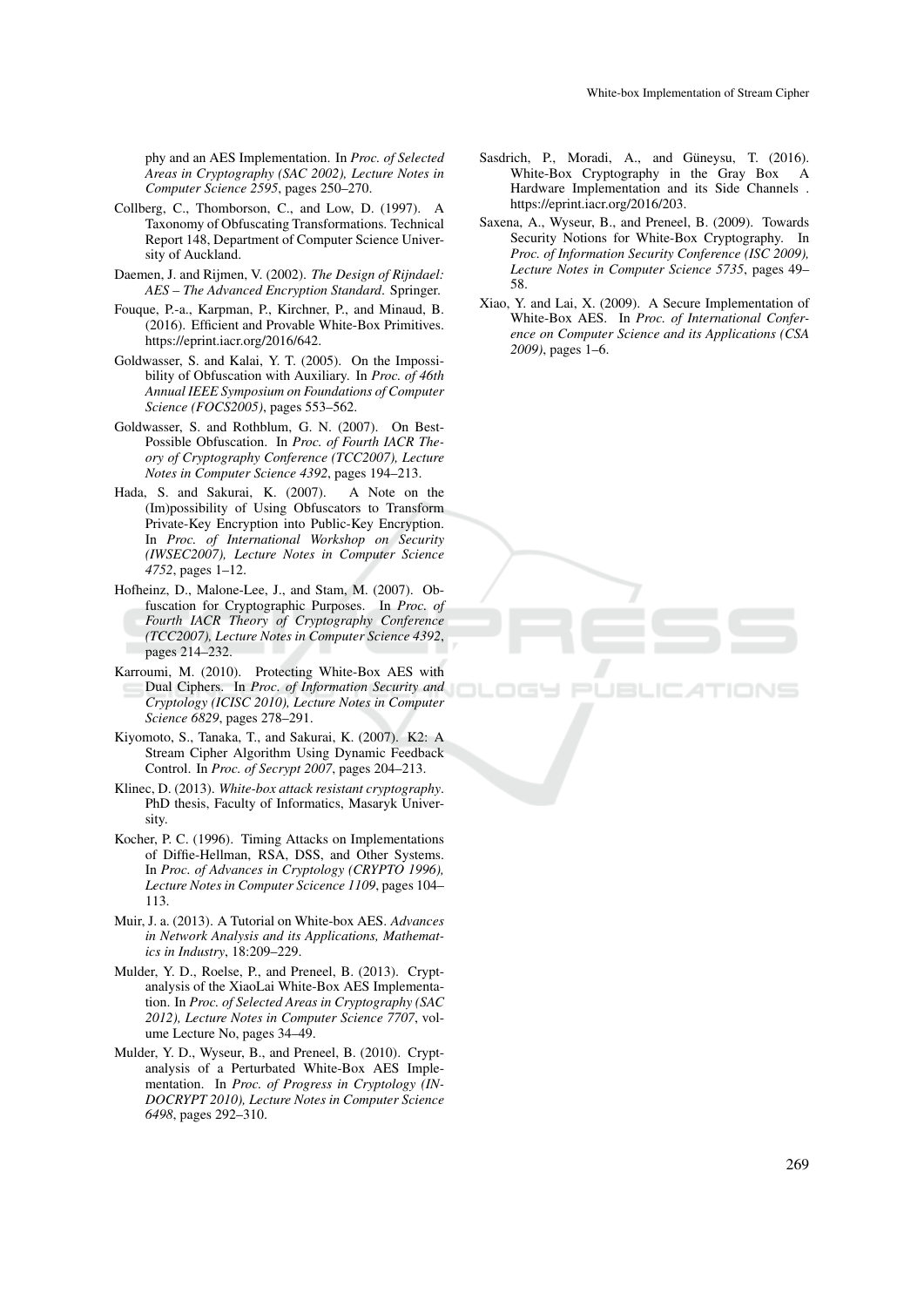phy and an AES Implementation. In *Proc. of Selected Areas in Cryptography (SAC 2002), Lecture Notes in Computer Science 2595*, pages 250–270.

Collberg, C., Thomborson, C., and Low, D. (1997). A Taxonomy of Obfuscating Transformations. Technical Report 148, Department of Computer Science University of Auckland.

Daemen, J. and Rijmen, V. (2002). *The Design of Rijndael: AES – The Advanced Encryption Standard*. Springer.

Fouque, P.-a., Karpman, P., Kirchner, P., and Minaud, B. (2016). Efficient and Provable White-Box Primitives. https://eprint.iacr.org/2016/642.

Goldwasser, S. and Kalai, Y. T. (2005). On the Impossibility of Obfuscation with Auxiliary. In *Proc. of 46th Annual IEEE Symposium on Foundations of Computer Science (FOCS2005)*, pages 553–562.

Goldwasser, S. and Rothblum, G. N. (2007). On Best-Possible Obfuscation. In *Proc. of Fourth IACR Theory of Cryptography Conference (TCC2007), Lecture Notes in Computer Science 4392*, pages 194–213.

Hada, S. and Sakurai, K. (2007). A Note on the (Im)possibility of Using Obfuscators to Transform Private-Key Encryption into Public-Key Encryption. In *Proc. of International Workshop on Security (IWSEC2007), Lecture Notes in Computer Science 4752*, pages 1–12.

Hofheinz, D., Malone-Lee, J., and Stam, M. (2007). Obfuscation for Cryptographic Purposes. In *Proc. of Fourth IACR Theory of Cryptography Conference (TCC2007), Lecture Notes in Computer Science 4392*, pages 214–232.

Karroumi, M. (2010). Protecting White-Box AES with Dual Ciphers. In *Proc. of Information Security and Cryptology (ICISC 2010), Lecture Notes in Computer Science 6829*, pages 278–291.

Kiyomoto, S., Tanaka, T., and Sakurai, K. (2007). K2: A Stream Cipher Algorithm Using Dynamic Feedback Control. In *Proc. of Secrypt 2007*, pages 204–213.

Klinec, D. (2013). *White-box attack resistant cryptography*. PhD thesis, Faculty of Informatics, Masaryk University.

Kocher, P. C. (1996). Timing Attacks on Implementations of Diffie-Hellman, RSA, DSS, and Other Systems. In *Proc. of Advances in Cryptology (CRYPTO 1996), Lecture Notes in Computer Scicence 1109*, pages 104–113.

Muir, J. a. (2013). A Tutorial on White-box AES. *Advances in Network Analysis and its Applications, Mathematics in Industry*, 18:209–229.

Mulder, Y. D., Roelse, P., and Preneel, B. (2013). Cryptanalysis of the XiaoLai White-Box AES Implementation. In *Proc. of Selected Areas in Cryptography (SAC 2012), Lecture Notes in Computer Science 7707*, volume Lecture No, pages 34–49.

Mulder, Y. D., Wyseur, B., and Preneel, B. (2010). Cryptanalysis of a Perturbated White-Box AES Implementation. In *Proc. of Progress in Cryptology (INDOCRYPT 2010), Lecture Notes in Computer Science 6498*, pages 292–310.

Sasdrich, P., Moradi, A., and Güneysu, T. (2016). White-Box Cryptography in the Gray Box A Hardware Implementation and its Side Channels . https://eprint.iacr.org/2016/203.

Saxena, A., Wyseur, B., and Preneel, B. (2009). Towards Security Notions for White-Box Cryptography. In *Proc. of Information Security Conference (ISC 2009), Lecture Notes in Computer Science 5735*, pages 49–58.

Xiao, Y. and Lai, X. (2009). A Secure Implementation of White-Box AES. In *Proc. of International Conference on Computer Science and its Applications (CSA 2009)*, pages 1–6.